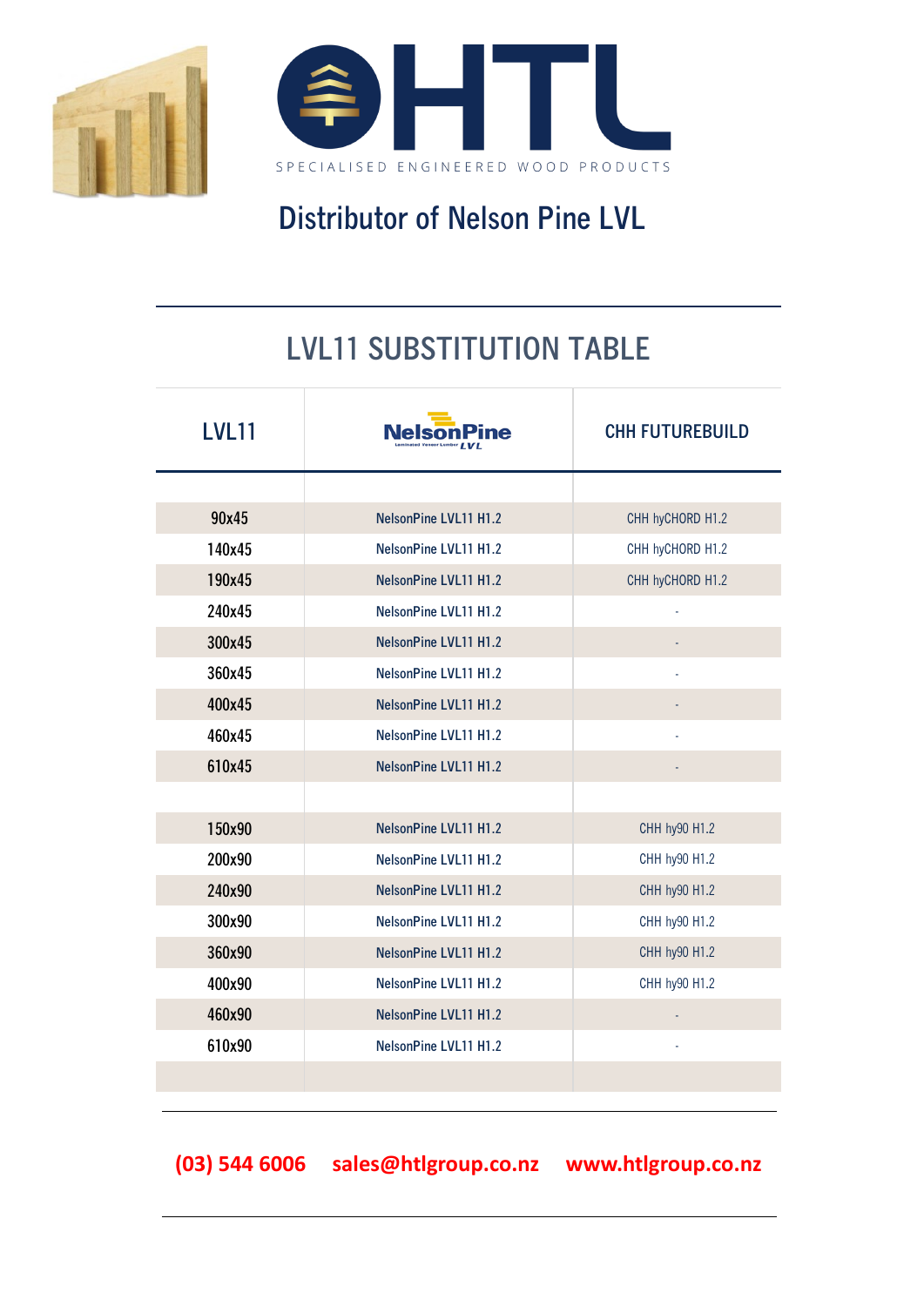HTL

SPECIALISED ENGINEERED WOOD PRODUCTS

## Distributor of Nelson Pine LVL

# LVL11 SUBSTITUTION TABLE

| LVL11 | NelsonPine LVL | CHH FUTUREBUILD |
|---|---|---|
| 90x45 | NelsonPine LVL11 H1.2 | CHH hyCHORD H1.2 |
| 140x45 | NelsonPine LVL11 H1.2 | CHH hyCHORD H1.2 |
| 190x45 | NelsonPine LVL11 H1.2 | CHH hyCHORD H1.2 |
| 240x45 | NelsonPine LVL11 H1.2 | - |
| 300x45 | NelsonPine LVL11 H1.2 | - |
| 360x45 | NelsonPine LVL11 H1.2 | - |
| 400x45 | NelsonPine LVL11 H1.2 | - |
| 460x45 | NelsonPine LVL11 H1.2 | - |
| 610x45 | NelsonPine LVL11 H1.2 | - |
| | | |
| 150x90 | NelsonPine LVL11 H1.2 | CHH hy90 H1.2 |
| 200x90 | NelsonPine LVL11 H1.2 | CHH hy90 H1.2 |
| 240x90 | NelsonPine LVL11 H1.2 | CHH hy90 H1.2 |
| 300x90 | NelsonPine LVL11 H1.2 | CHH hy90 H1.2 |
| 360x90 | NelsonPine LVL11 H1.2 | CHH hy90 H1.2 |
| 400x90 | NelsonPine LVL11 H1.2 | CHH hy90 H1.2 |
| 460x90 | NelsonPine LVL11 H1.2 | - |
| 610x90 | NelsonPine LVL11 H1.2 | - |

**(03) 544 6006 sales@htlgroup.co.nz www.htlgroup.co.nz**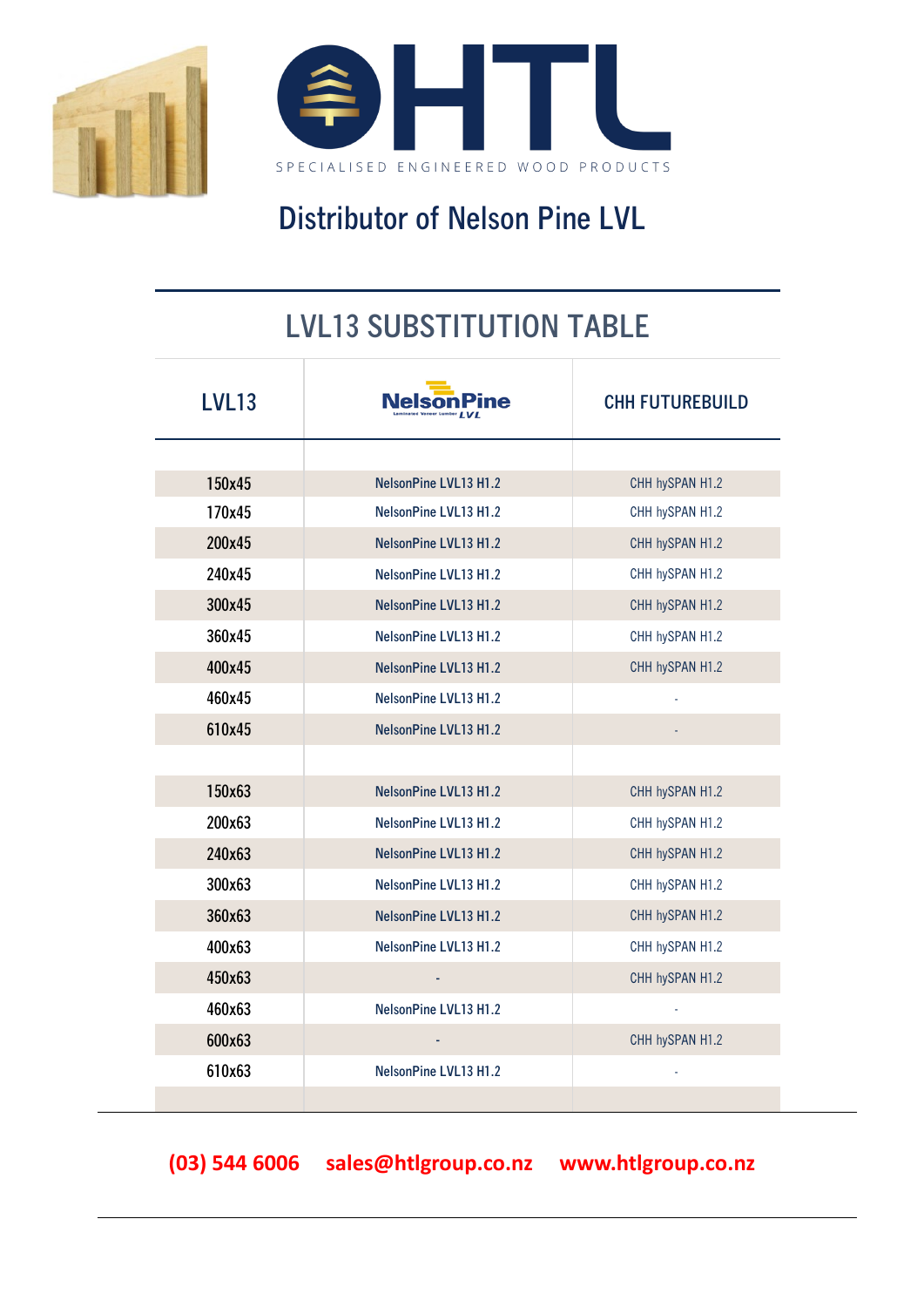# HTL

SPECIALISED ENGINEERED WOOD PRODUCTS

## Distributor of Nelson Pine LVL

## LVL13 SUBSTITUTION TABLE

| LVL13 | NelsonPine LVL | CHH FUTUREBUILD |
|---|---|---|
| | | |
| 150x45 | NelsonPine LVL13 H1.2 | CHH hySPAN H1.2 |
| 170x45 | NelsonPine LVL13 H1.2 | CHH hySPAN H1.2 |
| 200x45 | NelsonPine LVL13 H1.2 | CHH hySPAN H1.2 |
| 240x45 | NelsonPine LVL13 H1.2 | CHH hySPAN H1.2 |
| 300x45 | NelsonPine LVL13 H1.2 | CHH hySPAN H1.2 |
| 360x45 | NelsonPine LVL13 H1.2 | CHH hySPAN H1.2 |
| 400x45 | NelsonPine LVL13 H1.2 | CHH hySPAN H1.2 |
| 460x45 | NelsonPine LVL13 H1.2 | - |
| 610x45 | NelsonPine LVL13 H1.2 | - |
| | | |
| 150x63 | NelsonPine LVL13 H1.2 | CHH hySPAN H1.2 |
| 200x63 | NelsonPine LVL13 H1.2 | CHH hySPAN H1.2 |
| 240x63 | NelsonPine LVL13 H1.2 | CHH hySPAN H1.2 |
| 300x63 | NelsonPine LVL13 H1.2 | CHH hySPAN H1.2 |
| 360x63 | NelsonPine LVL13 H1.2 | CHH hySPAN H1.2 |
| 400x63 | NelsonPine LVL13 H1.2 | CHH hySPAN H1.2 |
| 450x63 | - | CHH hySPAN H1.2 |
| 460x63 | NelsonPine LVL13 H1.2 | - |
| 600x63 | - | CHH hySPAN H1.2 |
| 610x63 | NelsonPine LVL13 H1.2 | - |

**(03) 544 6006 sales@htlgroup.co.nz www.htlgroup.co.nz**